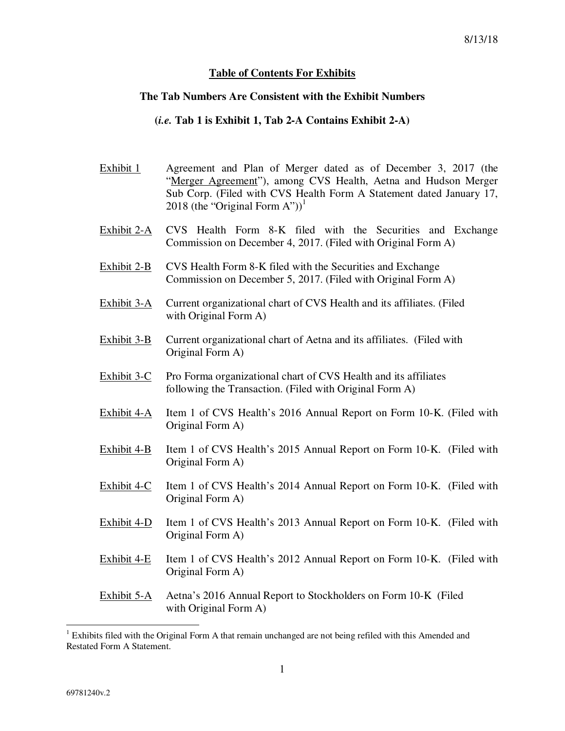8/13/18

## Table of Contents For Exhibits

### The Tab Numbers Are Consistent with the Exhibit Numbers

### (*i.e.* Tab 1 is Exhibit 1, Tab 2-A Contains Exhibit 2-A)

| | |
|---|---|
| Exhibit 1 | Agreement and Plan of Merger dated as of December 3, 2017 (the "Merger Agreement"), among CVS Health, Aetna and Hudson Merger Sub Corp. (Filed with CVS Health Form A Statement dated January 17, 2018 (the "Original Form A"))[1] |
| Exhibit 2-A | CVS Health Form 8-K filed with the Securities and Exchange Commission on December 4, 2017. (Filed with Original Form A) |
| Exhibit 2-B | CVS Health Form 8-K filed with the Securities and Exchange Commission on December 5, 2017. (Filed with Original Form A) |
| Exhibit 3-A | Current organizational chart of CVS Health and its affiliates. (Filed with Original Form A) |
| Exhibit 3-B | Current organizational chart of Aetna and its affiliates. (Filed with Original Form A) |
| Exhibit 3-C | Pro Forma organizational chart of CVS Health and its affiliates following the Transaction. (Filed with Original Form A) |
| Exhibit 4-A | Item 1 of CVS Health's 2016 Annual Report on Form 10-K. (Filed with Original Form A) |
| Exhibit 4-B | Item 1 of CVS Health's 2015 Annual Report on Form 10-K. (Filed with Original Form A) |
| Exhibit 4-C | Item 1 of CVS Health's 2014 Annual Report on Form 10-K. (Filed with Original Form A) |
| Exhibit 4-D | Item 1 of CVS Health's 2013 Annual Report on Form 10-K. (Filed with Original Form A) |
| Exhibit 4-E | Item 1 of CVS Health's 2012 Annual Report on Form 10-K. (Filed with Original Form A) |
| Exhibit 5-A | Aetna's 2016 Annual Report to Stockholders on Form 10-K (Filed with Original Form A) |

[1] Exhibits filed with the Original Form A that remain unchanged are not being refiled with this Amended and Restated Form A Statement.

69781240v.2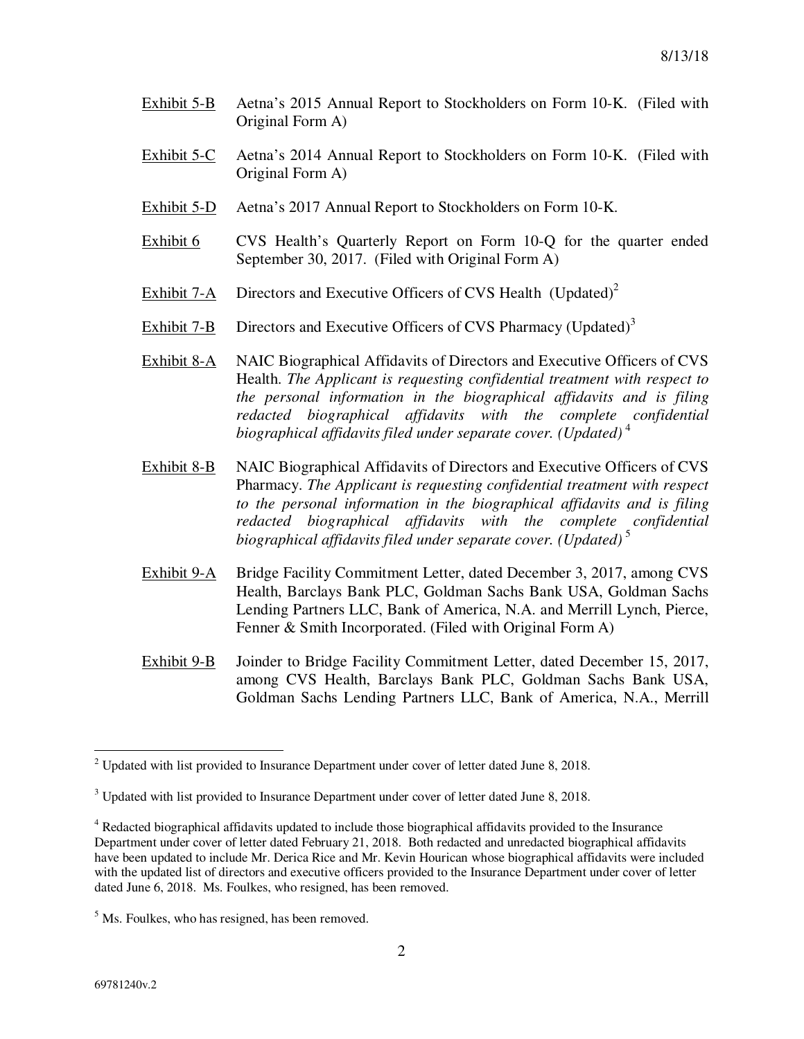8/13/18

Exhibit 5-B Aetna's 2015 Annual Report to Stockholders on Form 10-K. (Filed with Original Form A)

Exhibit 5-C Aetna's 2014 Annual Report to Stockholders on Form 10-K. (Filed with Original Form A)

Exhibit 5-D Aetna's 2017 Annual Report to Stockholders on Form 10-K.

Exhibit 6 CVS Health's Quarterly Report on Form 10-Q for the quarter ended September 30, 2017. (Filed with Original Form A)

Exhibit 7-A Directors and Executive Officers of CVS Health (Updated)[2]

Exhibit 7-B Directors and Executive Officers of CVS Pharmacy (Updated)[3]

Exhibit 8-A NAIC Biographical Affidavits of Directors and Executive Officers of CVS Health. *The Applicant is requesting confidential treatment with respect to the personal information in the biographical affidavits and is filing redacted biographical affidavits with the complete confidential biographical affidavits filed under separate cover. (Updated)* [4]

Exhibit 8-B NAIC Biographical Affidavits of Directors and Executive Officers of CVS Pharmacy. *The Applicant is requesting confidential treatment with respect to the personal information in the biographical affidavits and is filing redacted biographical affidavits with the complete confidential biographical affidavits filed under separate cover. (Updated)* [5]

Exhibit 9-A Bridge Facility Commitment Letter, dated December 3, 2017, among CVS Health, Barclays Bank PLC, Goldman Sachs Bank USA, Goldman Sachs Lending Partners LLC, Bank of America, N.A. and Merrill Lynch, Pierce, Fenner & Smith Incorporated. (Filed with Original Form A)

Exhibit 9-B Joinder to Bridge Facility Commitment Letter, dated December 15, 2017, among CVS Health, Barclays Bank PLC, Goldman Sachs Bank USA, Goldman Sachs Lending Partners LLC, Bank of America, N.A., Merrill

---

[2] Updated with list provided to Insurance Department under cover of letter dated June 8, 2018.

[3] Updated with list provided to Insurance Department under cover of letter dated June 8, 2018.

[4] Redacted biographical affidavits updated to include those biographical affidavits provided to the Insurance Department under cover of letter dated February 21, 2018. Both redacted and unredacted biographical affidavits have been updated to include Mr. Derica Rice and Mr. Kevin Hourican whose biographical affidavits were included with the updated list of directors and executive officers provided to the Insurance Department under cover of letter dated June 6, 2018. Ms. Foulkes, who resigned, has been removed.

[5] Ms. Foulkes, who has resigned, has been removed.

69781240v.2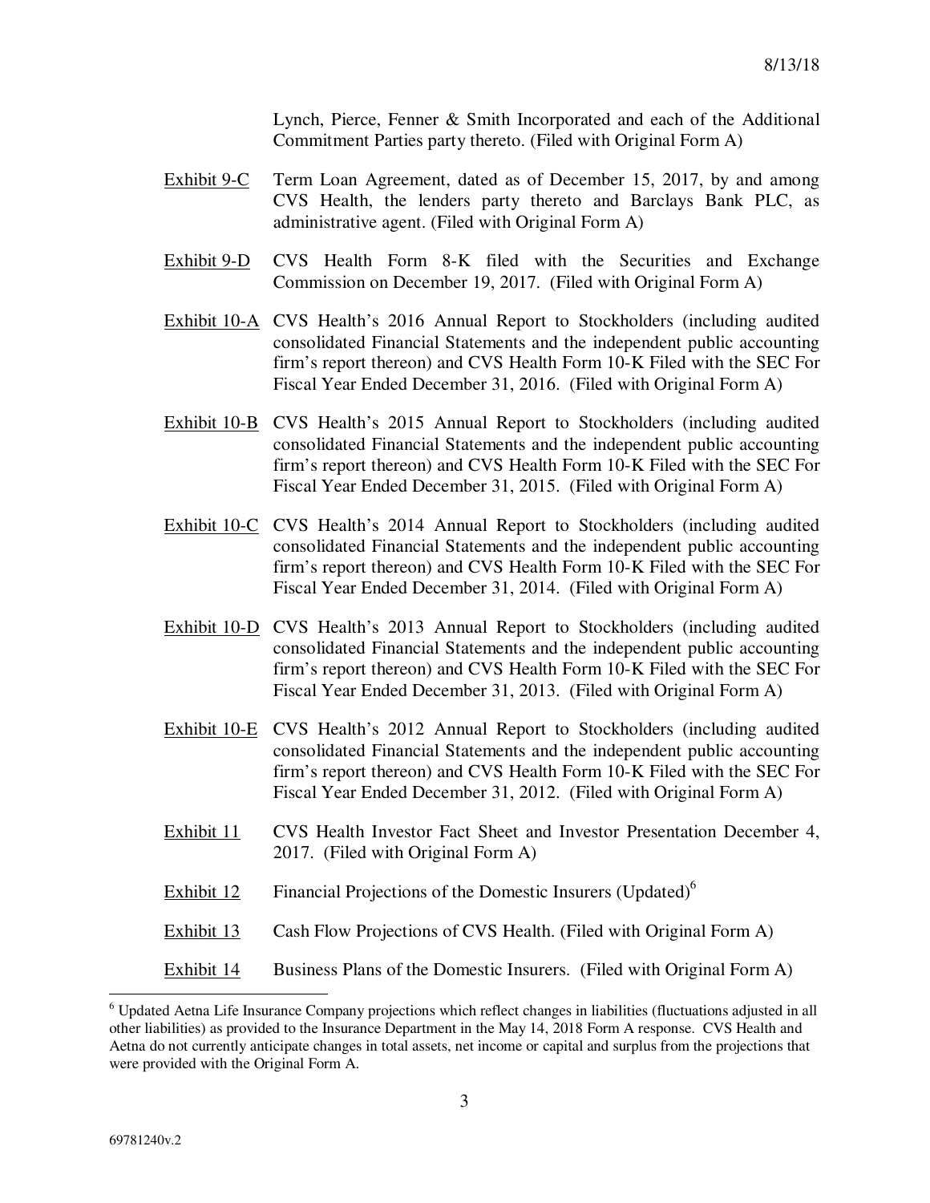Lynch, Pierce, Fenner & Smith Incorporated and each of the Additional Commitment Parties party thereto. (Filed with Original Form A)

Exhibit 9-C Term Loan Agreement, dated as of December 15, 2017, by and among CVS Health, the lenders party thereto and Barclays Bank PLC, as administrative agent. (Filed with Original Form A)

Exhibit 9-D CVS Health Form 8-K filed with the Securities and Exchange Commission on December 19, 2017. (Filed with Original Form A)

Exhibit 10-A CVS Health's 2016 Annual Report to Stockholders (including audited consolidated Financial Statements and the independent public accounting firm's report thereon) and CVS Health Form 10-K Filed with the SEC For Fiscal Year Ended December 31, 2016. (Filed with Original Form A)

Exhibit 10-B CVS Health's 2015 Annual Report to Stockholders (including audited consolidated Financial Statements and the independent public accounting firm's report thereon) and CVS Health Form 10-K Filed with the SEC For Fiscal Year Ended December 31, 2015. (Filed with Original Form A)

Exhibit 10-C CVS Health's 2014 Annual Report to Stockholders (including audited consolidated Financial Statements and the independent public accounting firm's report thereon) and CVS Health Form 10-K Filed with the SEC For Fiscal Year Ended December 31, 2014. (Filed with Original Form A)

Exhibit 10-D CVS Health's 2013 Annual Report to Stockholders (including audited consolidated Financial Statements and the independent public accounting firm's report thereon) and CVS Health Form 10-K Filed with the SEC For Fiscal Year Ended December 31, 2013. (Filed with Original Form A)

Exhibit 10-E CVS Health's 2012 Annual Report to Stockholders (including audited consolidated Financial Statements and the independent public accounting firm's report thereon) and CVS Health Form 10-K Filed with the SEC For Fiscal Year Ended December 31, 2012. (Filed with Original Form A)

Exhibit 11 CVS Health Investor Fact Sheet and Investor Presentation December 4, 2017. (Filed with Original Form A)

Exhibit 12 Financial Projections of the Domestic Insurers (Updated)[6]

Exhibit 13 Cash Flow Projections of CVS Health. (Filed with Original Form A)

Exhibit 14 Business Plans of the Domestic Insurers. (Filed with Original Form A)

---

[6] Updated Aetna Life Insurance Company projections which reflect changes in liabilities (fluctuations adjusted in all other liabilities) as provided to the Insurance Department in the May 14, 2018 Form A response. CVS Health and Aetna do not currently anticipate changes in total assets, net income or capital and surplus from the projections that were provided with the Original Form A.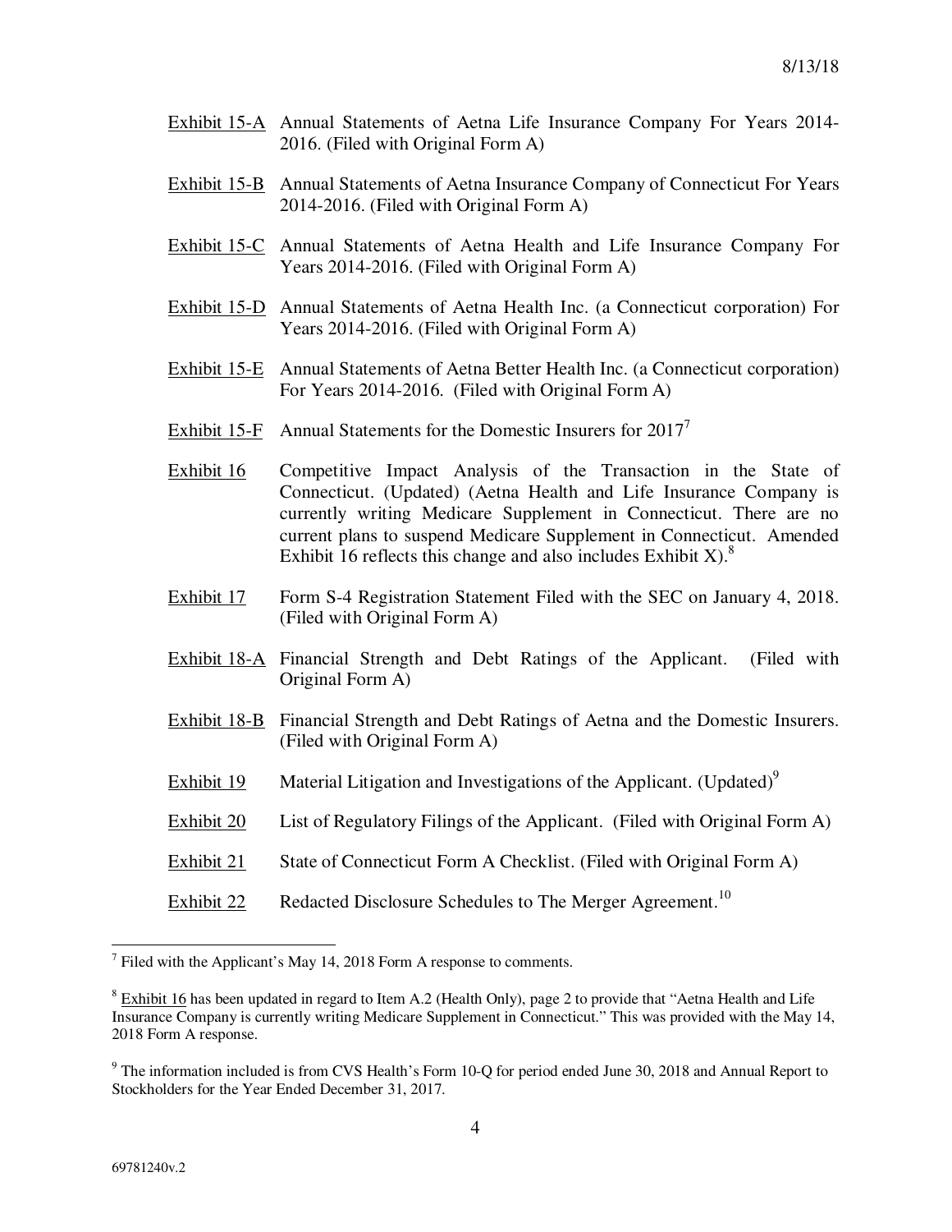<u>Exhibit 15-A</u> Annual Statements of Aetna Life Insurance Company For Years 2014-2016. (Filed with Original Form A)

<u>Exhibit 15-B</u> Annual Statements of Aetna Insurance Company of Connecticut For Years 2014-2016. (Filed with Original Form A)

<u>Exhibit 15-C</u> Annual Statements of Aetna Health and Life Insurance Company For Years 2014-2016. (Filed with Original Form A)

<u>Exhibit 15-D</u> Annual Statements of Aetna Health Inc. (a Connecticut corporation) For Years 2014-2016. (Filed with Original Form A)

<u>Exhibit 15-E</u> Annual Statements of Aetna Better Health Inc. (a Connecticut corporation) For Years 2014-2016. (Filed with Original Form A)

<u>Exhibit 15-F</u> Annual Statements for the Domestic Insurers for 2017[7]

<u>Exhibit 16</u> Competitive Impact Analysis of the Transaction in the State of Connecticut. (Updated) (Aetna Health and Life Insurance Company is currently writing Medicare Supplement in Connecticut. There are no current plans to suspend Medicare Supplement in Connecticut. Amended Exhibit 16 reflects this change and also includes Exhibit X).[8]

<u>Exhibit 17</u> Form S-4 Registration Statement Filed with the SEC on January 4, 2018. (Filed with Original Form A)

<u>Exhibit 18-A</u> Financial Strength and Debt Ratings of the Applicant. (Filed with Original Form A)

<u>Exhibit 18-B</u> Financial Strength and Debt Ratings of Aetna and the Domestic Insurers. (Filed with Original Form A)

<u>Exhibit 19</u> Material Litigation and Investigations of the Applicant. (Updated)[9]

<u>Exhibit 20</u> List of Regulatory Filings of the Applicant. (Filed with Original Form A)

<u>Exhibit 21</u> State of Connecticut Form A Checklist. (Filed with Original Form A)

<u>Exhibit 22</u> Redacted Disclosure Schedules to The Merger Agreement.[10]

---

[7] Filed with the Applicant's May 14, 2018 Form A response to comments.

[8] <u>Exhibit 16</u> has been updated in regard to Item A.2 (Health Only), page 2 to provide that "Aetna Health and Life Insurance Company is currently writing Medicare Supplement in Connecticut." This was provided with the May 14, 2018 Form A response.

[9] The information included is from CVS Health's Form 10-Q for period ended June 30, 2018 and Annual Report to Stockholders for the Year Ended December 31, 2017.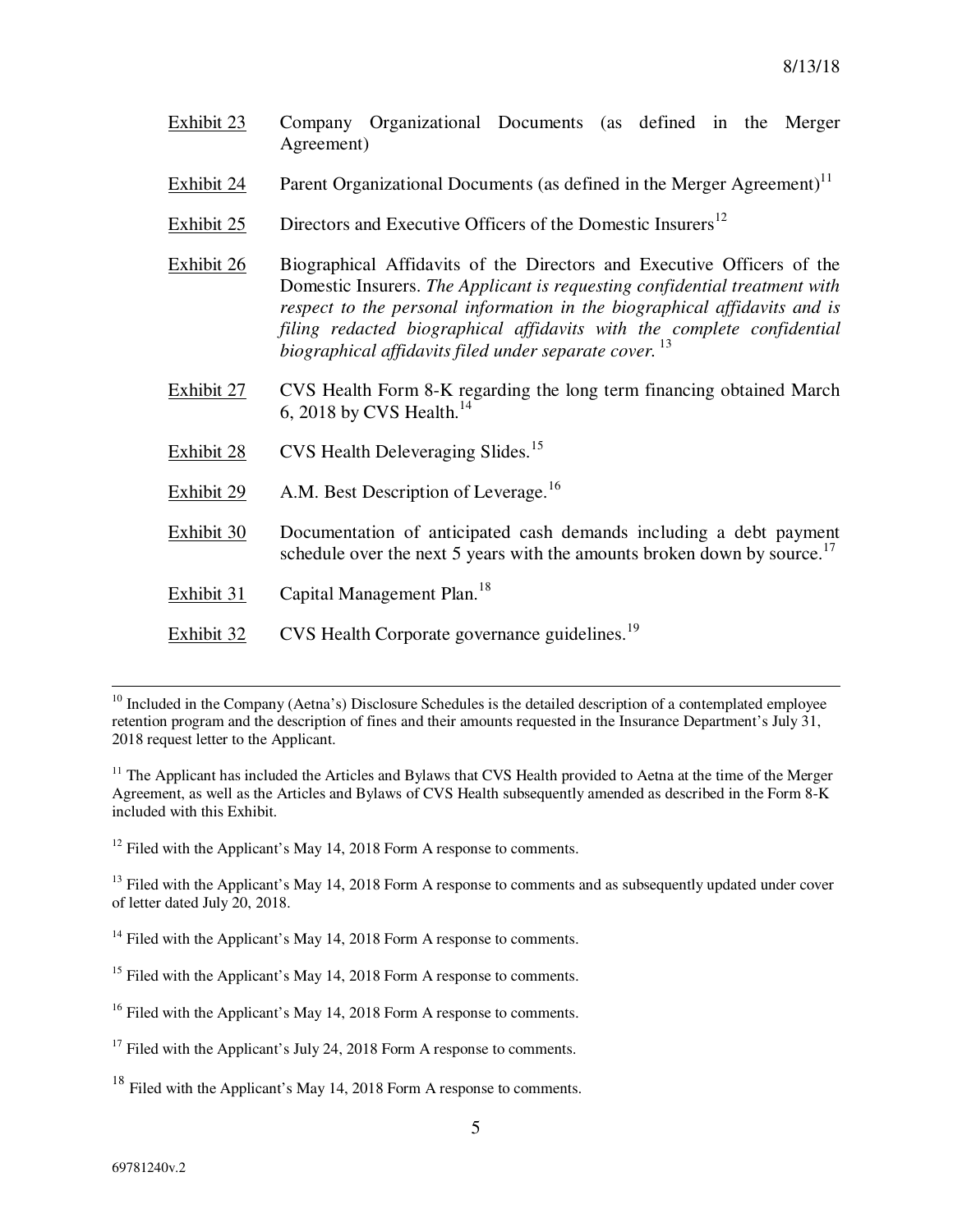Exhibit 23 Company Organizational Documents (as defined in the Merger Agreement)

Exhibit 24 Parent Organizational Documents (as defined in the Merger Agreement)[11]

Exhibit 25 Directors and Executive Officers of the Domestic Insurers[12]

Exhibit 26 Biographical Affidavits of the Directors and Executive Officers of the Domestic Insurers. *The Applicant is requesting confidential treatment with respect to the personal information in the biographical affidavits and is filing redacted biographical affidavits with the complete confidential biographical affidavits filed under separate cover.*[13]

Exhibit 27 CVS Health Form 8-K regarding the long term financing obtained March 6, 2018 by CVS Health.[14]

Exhibit 28 CVS Health Deleveraging Slides.[15]

Exhibit 29 A.M. Best Description of Leverage.[16]

Exhibit 30 Documentation of anticipated cash demands including a debt payment schedule over the next 5 years with the amounts broken down by source.[17]

Exhibit 31 Capital Management Plan.[18]

Exhibit 32 CVS Health Corporate governance guidelines.[19]

---

[10] Included in the Company (Aetna's) Disclosure Schedules is the detailed description of a contemplated employee retention program and the description of fines and their amounts requested in the Insurance Department's July 31, 2018 request letter to the Applicant.

[11] The Applicant has included the Articles and Bylaws that CVS Health provided to Aetna at the time of the Merger Agreement, as well as the Articles and Bylaws of CVS Health subsequently amended as described in the Form 8-K included with this Exhibit.

[12] Filed with the Applicant's May 14, 2018 Form A response to comments.

[13] Filed with the Applicant's May 14, 2018 Form A response to comments and as subsequently updated under cover of letter dated July 20, 2018.

[14] Filed with the Applicant's May 14, 2018 Form A response to comments.

[15] Filed with the Applicant's May 14, 2018 Form A response to comments.

[16] Filed with the Applicant's May 14, 2018 Form A response to comments.

[17] Filed with the Applicant's July 24, 2018 Form A response to comments.

[18] Filed with the Applicant's May 14, 2018 Form A response to comments.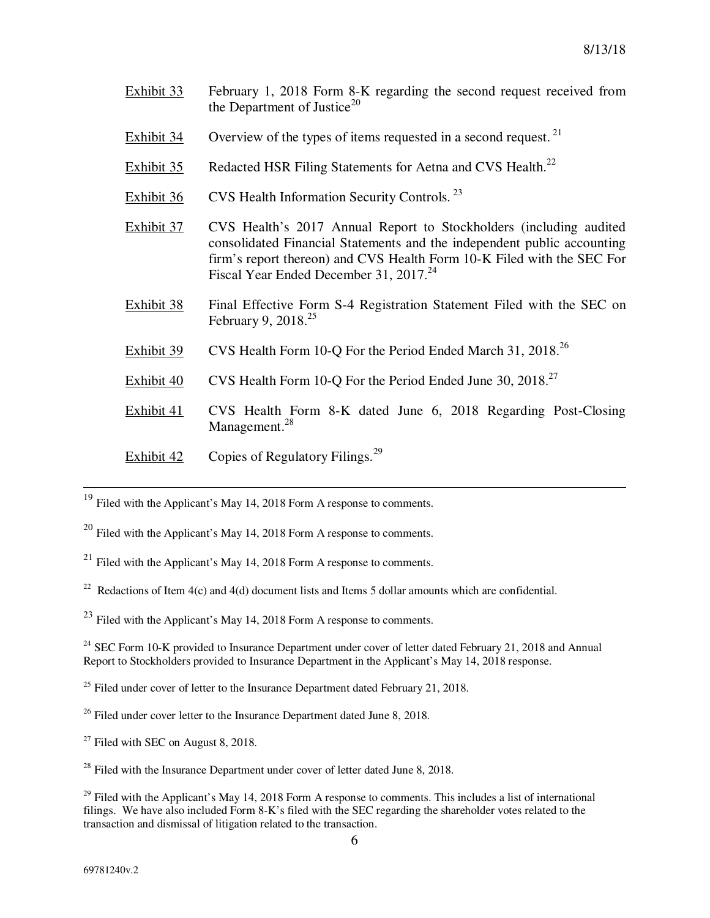Exhibit 33 February 1, 2018 Form 8-K regarding the second request received from the Department of Justice[20]

Exhibit 34 Overview of the types of items requested in a second request. [21]

Exhibit 35 Redacted HSR Filing Statements for Aetna and CVS Health.[22]

Exhibit 36 CVS Health Information Security Controls. [23]

Exhibit 37 CVS Health's 2017 Annual Report to Stockholders (including audited consolidated Financial Statements and the independent public accounting firm's report thereon) and CVS Health Form 10-K Filed with the SEC For Fiscal Year Ended December 31, 2017.[24]

Exhibit 38 Final Effective Form S-4 Registration Statement Filed with the SEC on February 9, 2018.[25]

Exhibit 39 CVS Health Form 10-Q For the Period Ended March 31, 2018.[26]

Exhibit 40 CVS Health Form 10-Q For the Period Ended June 30, 2018.[27]

Exhibit 41 CVS Health Form 8-K dated June 6, 2018 Regarding Post-Closing Management.[28]

Exhibit 42 Copies of Regulatory Filings.[29]

---

[19] Filed with the Applicant's May 14, 2018 Form A response to comments.

[20] Filed with the Applicant's May 14, 2018 Form A response to comments.

[21] Filed with the Applicant's May 14, 2018 Form A response to comments.

[22] Redactions of Item 4(c) and 4(d) document lists and Items 5 dollar amounts which are confidential.

[23] Filed with the Applicant's May 14, 2018 Form A response to comments.

[24] SEC Form 10-K provided to Insurance Department under cover of letter dated February 21, 2018 and Annual Report to Stockholders provided to Insurance Department in the Applicant's May 14, 2018 response.

[25] Filed under cover of letter to the Insurance Department dated February 21, 2018.

[26] Filed under cover letter to the Insurance Department dated June 8, 2018.

[27] Filed with SEC on August 8, 2018.

[28] Filed with the Insurance Department under cover of letter dated June 8, 2018.

[29] Filed with the Applicant's May 14, 2018 Form A response to comments. This includes a list of international filings. We have also included Form 8-K's filed with the SEC regarding the shareholder votes related to the transaction and dismissal of litigation related to the transaction.